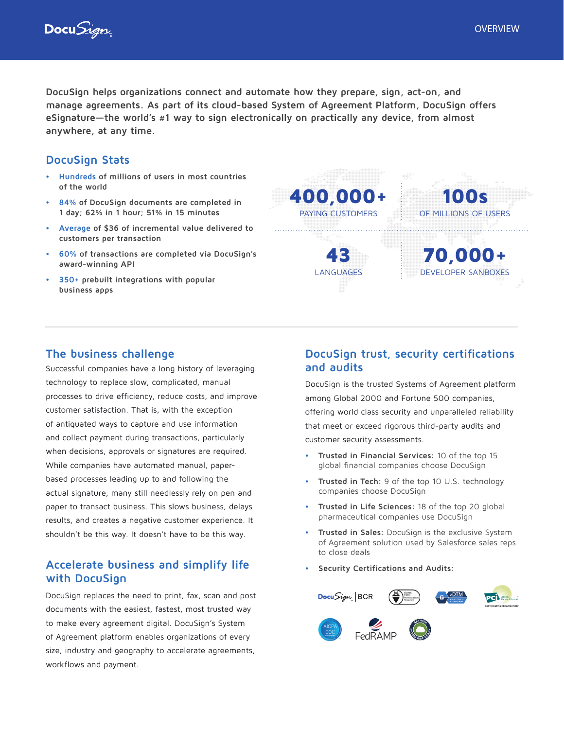DocuSign helps organizations connect and automate how they prepare, sign, act-on, and manage agreements. As part of its cloud-based System of Agreement Platform, DocuSign offers eSignature—the world's #1 way to sign electronically on practically any device, from almost anywhere, at any time.

## DocuSign Stats

- **Hundreds** of millions of users in most countries of the world
- **84%** of DocuSign documents are completed in 1 day; 62% in 1 hour; 51% in 15 minutes
- **Average** of $36 of incremental value delivered to customers per transaction
- **60%** of transactions are completed via DocuSign's award-winning API
- **350+** prebuilt integrations with popular business apps

**400,000+** PAYING CUSTOMERS

**100s** OF MILLIONS OF USERS

**43** LANGUAGES

**70,000+** DEVELOPER SANDBOXES

## The business challenge

Successful companies have a long history of leveraging technology to replace slow, complicated, manual processes to drive efficiency, reduce costs, and improve customer satisfaction. That is, with the exception of antiquated ways to capture and use information and collect payment during transactions, particularly when decisions, approvals or signatures are required. While companies have automated manual, paper-based processes leading up to and following the actual signature, many still needlessly rely on pen and paper to transact business. This slows business, delays results, and creates a negative customer experience. It shouldn't be this way. It doesn't have to be this way.

## Accelerate business and simplify life with DocuSign

DocuSign replaces the need to print, fax, scan and post documents with the easiest, fastest, most trusted way to make every agreement digital. DocuSign's System of Agreement platform enables organizations of every size, industry and geography to accelerate agreements, workflows and payment.

## DocuSign trust, security certifications and audits

DocuSign is the trusted Systems of Agreement platform among Global 2000 and Fortune 500 companies, offering world class security and unparalleled reliability that meet or exceed rigorous third-party audits and customer security assessments.

- **Trusted in Financial Services:** 10 of the top 15 global financial companies choose DocuSign
- **Trusted in Tech:** 9 of the top 10 U.S. technology companies choose DocuSign
- **Trusted in Life Sciences:** 18 of the top 20 global pharmaceutical companies use DocuSign
- **Trusted in Sales:** DocuSign is the exclusive System of Agreement solution used by Salesforce sales reps to close deals
- **Security Certifications and Audits:**

DocuSign | BCR · ISO/IEC 27001 · xDTM Certified Compliant · PCI Security Standards Council Participating Organization · AICPA SOC · FedRAMP · Skyhigh Enterprise-Ready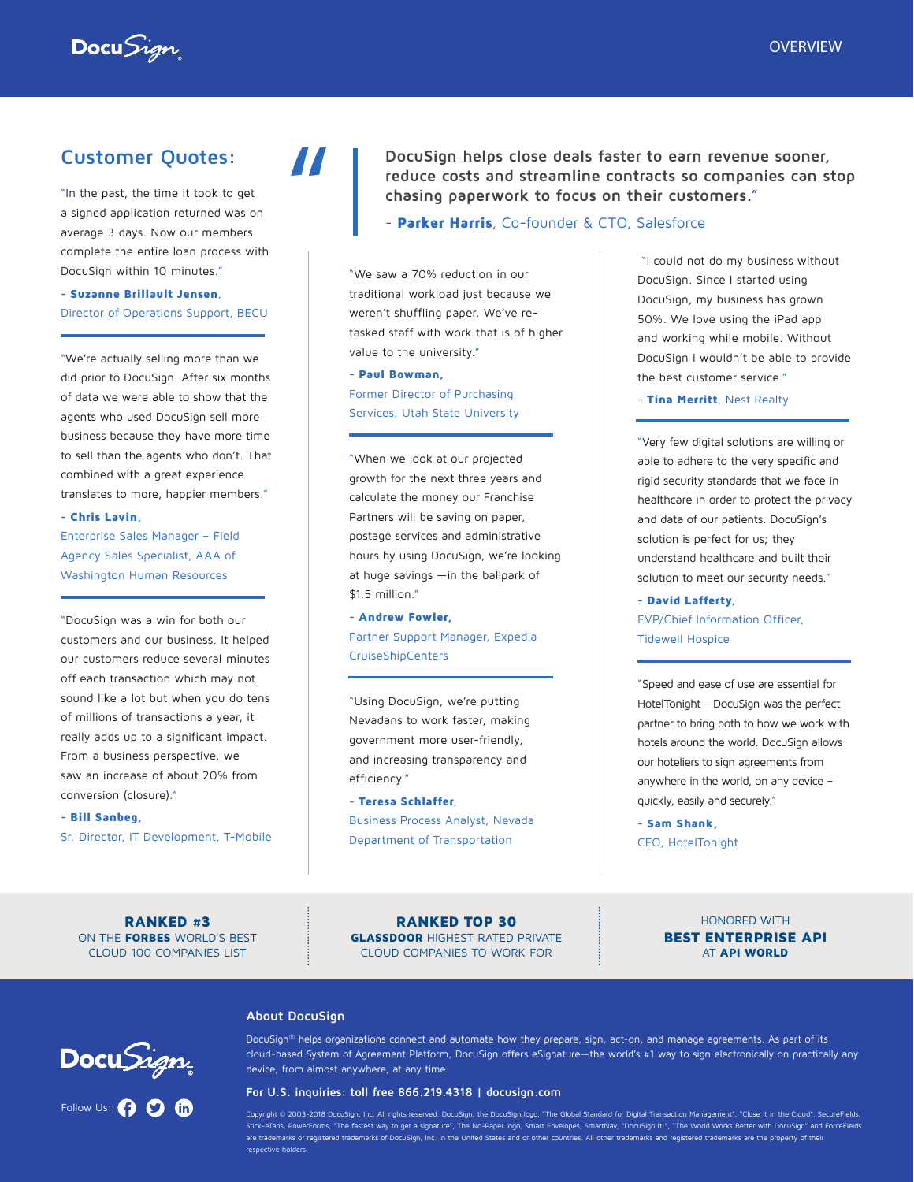## Customer Quotes:

> DocuSign helps close deals faster to earn revenue sooner, reduce costs and streamline contracts so companies can stop chasing paperwork to focus on their customers."
>
> \- **Parker Harris**, Co-founder & CTO, Salesforce

"In the past, the time it took to get a signed application returned was on average 3 days. Now our members complete the entire loan process with DocuSign within 10 minutes."

\- **Suzanne Brillault Jensen**, Director of Operations Support, BECU

"We're actually selling more than we did prior to DocuSign. After six months of data we were able to show that the agents who used DocuSign sell more business because they have more time to sell than the agents who don't. That combined with a great experience translates to more, happier members."

\- **Chris Lavin,** Enterprise Sales Manager – Field Agency Sales Specialist, AAA of Washington Human Resources

"DocuSign was a win for both our customers and our business. It helped our customers reduce several minutes off each transaction which may not sound like a lot but when you do tens of millions of transactions a year, it really adds up to a significant impact. From a business perspective, we saw an increase of about 20% from conversion (closure)."

\- **Bill Sanbeg,** Sr. Director, IT Development, T-Mobile

"We saw a 70% reduction in our traditional workload just because we weren't shuffling paper. We've re-tasked staff with work that is of higher value to the university."

\- **Paul Bowman,** Former Director of Purchasing Services, Utah State University

"When we look at our projected growth for the next three years and calculate the money our Franchise Partners will be saving on paper, postage services and administrative hours by using DocuSign, we're looking at huge savings —in the ballpark of $1.5 million."

\- **Andrew Fowler,** Partner Support Manager, Expedia CruiseShipCenters

"Using DocuSign, we're putting Nevadans to work faster, making government more user-friendly, and increasing transparency and efficiency."

\- **Teresa Schlaffer**, Business Process Analyst, Nevada Department of Transportation

"I could not do my business without DocuSign. Since I started using DocuSign, my business has grown 50%. We love using the iPad app and working while mobile. Without DocuSign I wouldn't be able to provide the best customer service."

\- **Tina Merritt**, Nest Realty

"Very few digital solutions are willing or able to adhere to the very specific and rigid security standards that we face in healthcare in order to protect the privacy and data of our patients. DocuSign's solution is perfect for us; they understand healthcare and built their solution to meet our security needs."

\- **David Lafferty**, EVP/Chief Information Officer, Tidewell Hospice

"Speed and ease of use are essential for HotelTonight – DocuSign was the perfect partner to bring both to how we work with hotels around the world. DocuSign allows our hoteliers to sign agreements from anywhere in the world, on any device – quickly, easily and securely."

\- **Sam Shank,** CEO, HotelTonight

**RANKED #3** ON THE **FORBES** WORLD'S BEST CLOUD 100 COMPANIES LIST

**RANKED TOP 30** **GLASSDOOR** HIGHEST RATED PRIVATE CLOUD COMPANIES TO WORK FOR

HONORED WITH **BEST ENTERPRISE API** AT **API WORLD**

### About DocuSign

DocuSign® helps organizations connect and automate how they prepare, sign, act-on, and manage agreements. As part of its cloud-based System of Agreement Platform, DocuSign offers eSignature—the world's #1 way to sign electronically on practically any device, from almost anywhere, at any time.

**For U.S. inquiries: toll free 866.219.4318 | docusign.com**

Follow Us:

Copyright © 2003-2018 DocuSign, Inc. All rights reserved. DocuSign, the DocuSign logo, "The Global Standard for Digital Transaction Management", "Close it in the Cloud", SecureFields, Stick-eTabs, PowerForms, "The fastest way to get a signature", The No-Paper logo, Smart Envelopes, SmartNav, "DocuSign It!", "The World Works Better with DocuSign" and ForceFields are trademarks or registered trademarks of DocuSign, Inc. in the United States and or other countries. All other trademarks and registered trademarks are the property of their respective holders.